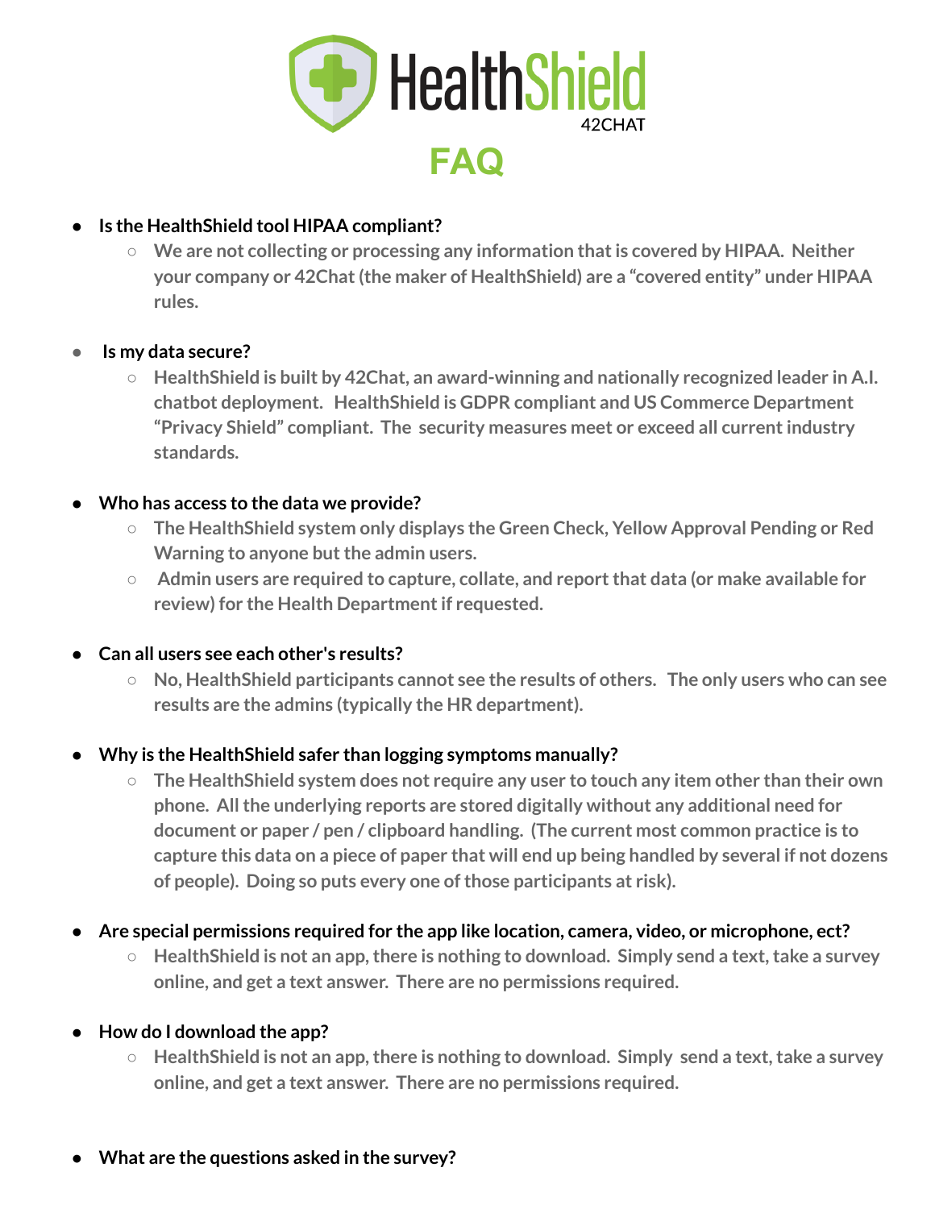# HealthShield

42CHAT

## FAQ

- **Is the HealthShield tool HIPAA compliant?**
  - **We are not collecting or processing any information that is covered by HIPAA. Neither your company or 42Chat (the maker of HealthShield) are a "covered entity" under HIPAA rules.**

- **Is my data secure?**
  - **HealthShield is built by 42Chat, an award-winning and nationally recognized leader in A.I. chatbot deployment. HealthShield is GDPR compliant and US Commerce Department "Privacy Shield" compliant. The security measures meet or exceed all current industry standards.**

- **Who has access to the data we provide?**
  - **The HealthShield system only displays the Green Check, Yellow Approval Pending or Red Warning to anyone but the admin users.**
  - **Admin users are required to capture, collate, and report that data (or make available for review) for the Health Department if requested.**

- **Can all users see each other's results?**
  - **No, HealthShield participants cannot see the results of others. The only users who can see results are the admins (typically the HR department).**

- **Why is the HealthShield safer than logging symptoms manually?**
  - **The HealthShield system does not require any user to touch any item other than their own phone. All the underlying reports are stored digitally without any additional need for document or paper / pen / clipboard handling. (The current most common practice is to capture this data on a piece of paper that will end up being handled by several if not dozens of people). Doing so puts every one of those participants at risk).**

- **Are special permissions required for the app like location, camera, video, or microphone, ect?**
  - **HealthShield is not an app, there is nothing to download. Simply send a text, take a survey online, and get a text answer. There are no permissions required.**

- **How do I download the app?**
  - **HealthShield is not an app, there is nothing to download. Simply send a text, take a survey online, and get a text answer. There are no permissions required.**

- **What are the questions asked in the survey?**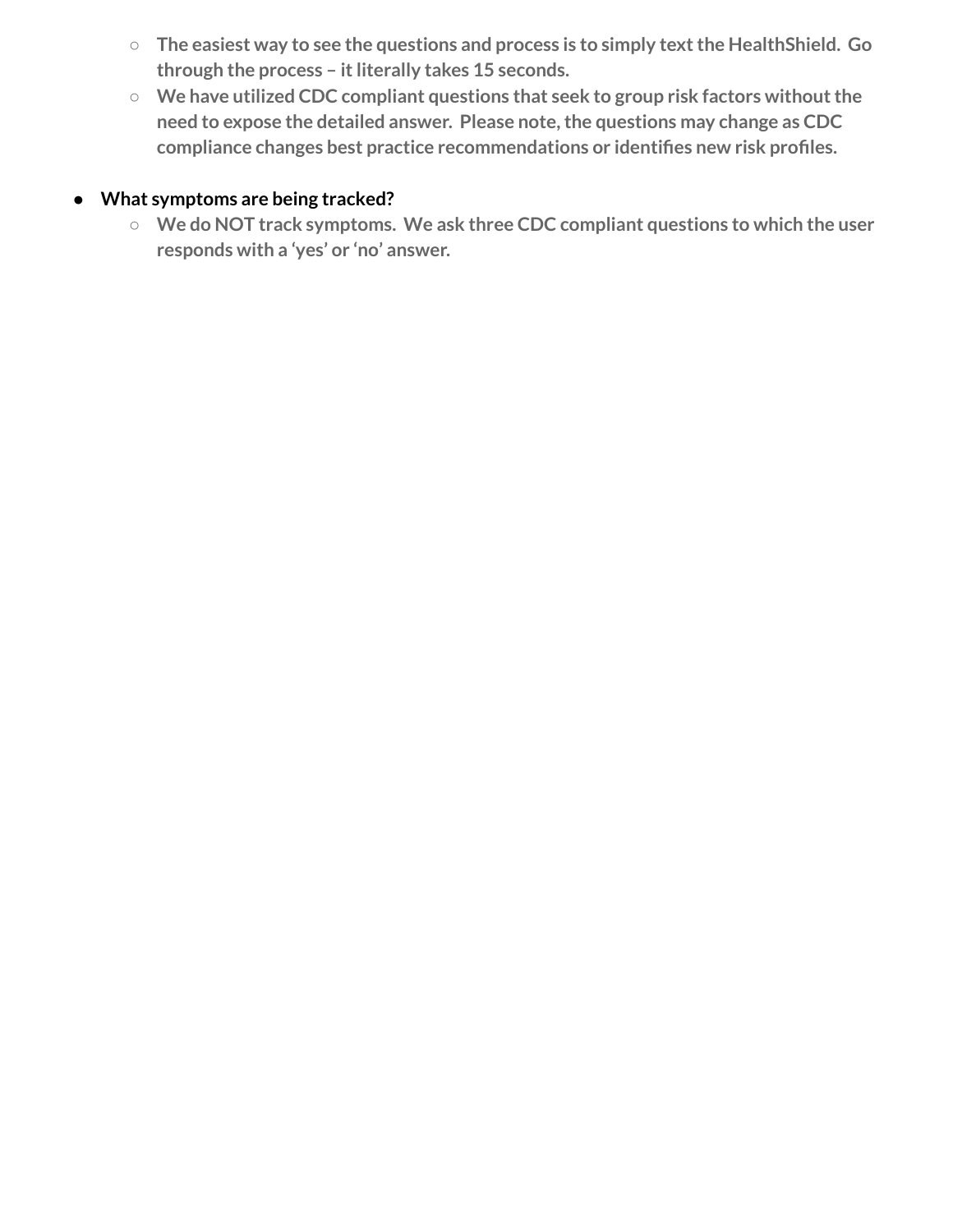- **The easiest way to see the questions and process is to simply text the HealthShield. Go through the process – it literally takes 15 seconds.**
    - **We have utilized CDC compliant questions that seek to group risk factors without the need to expose the detailed answer. Please note, the questions may change as CDC compliance changes best practice recommendations or identifies new risk profiles.**

- **What symptoms are being tracked?**
    - **We do NOT track symptoms. We ask three CDC compliant questions to which the user responds with a 'yes' or 'no' answer.**